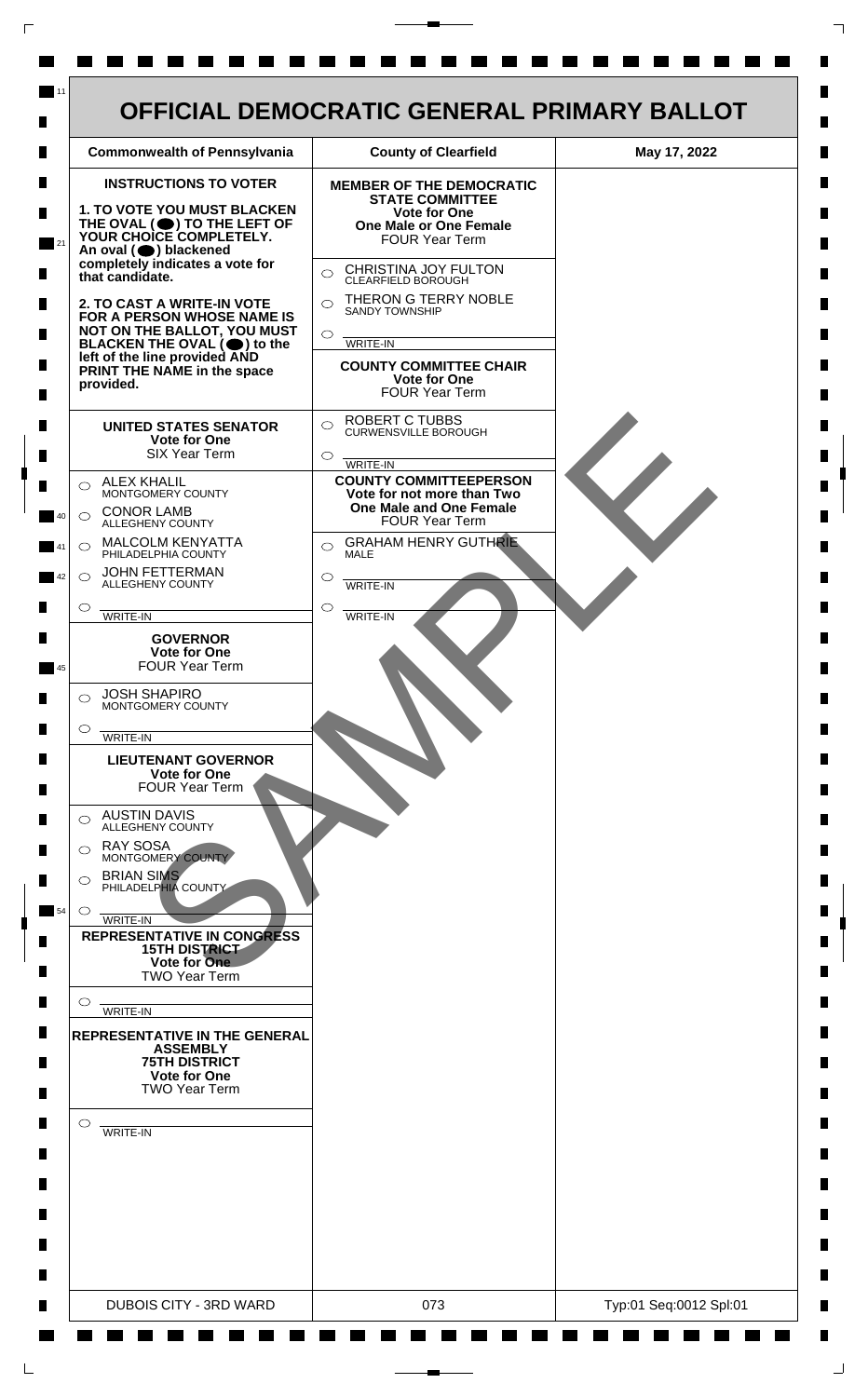# OFFICIAL DEMOCRATIC GENERAL PRIMARY BALLOT

| Commonwealth of Pennsylvania | County of Clearfield | May 17, 2022 |
| --- | --- | --- |

**INSTRUCTIONS TO VOTER**

**1. TO VOTE YOU MUST BLACKEN THE OVAL (⬤) TO THE LEFT OF YOUR CHOICE COMPLETELY.** An oval (⬤) blackened completely indicates a vote for that candidate.

**2. TO CAST A WRITE-IN VOTE FOR A PERSON WHOSE NAME IS NOT ON THE BALLOT, YOU MUST BLACKEN THE OVAL (⬤) to the left of the line provided AND PRINT THE NAME in the space provided.**

**UNITED STATES SENATOR**
**Vote for One**
SIX Year Term

- ◯ ALEX KHALIL — MONTGOMERY COUNTY
- ◯ CONOR LAMB — ALLEGHENY COUNTY
- ◯ MALCOLM KENYATTA — PHILADELPHIA COUNTY
- ◯ JOHN FETTERMAN — ALLEGHENY COUNTY
- ◯ ______ WRITE-IN

**GOVERNOR**
**Vote for One**
FOUR Year Term

- ◯ JOSH SHAPIRO — MONTGOMERY COUNTY
- ◯ ______ WRITE-IN

**LIEUTENANT GOVERNOR**
**Vote for One**
FOUR Year Term

- ◯ AUSTIN DAVIS — ALLEGHENY COUNTY
- ◯ RAY SOSA — MONTGOMERY COUNTY
- ◯ BRIAN SIMS — PHILADELPHIA COUNTY
- ◯ ______ WRITE-IN

**REPRESENTATIVE IN CONGRESS**
**15TH DISTRICT**
**Vote for One**
TWO Year Term

- ◯ ______ WRITE-IN

**REPRESENTATIVE IN THE GENERAL ASSEMBLY**
**75TH DISTRICT**
**Vote for One**
TWO Year Term

- ◯ ______ WRITE-IN

**MEMBER OF THE DEMOCRATIC STATE COMMITTEE**
**Vote for One**
**One Male or One Female**
FOUR Year Term

- ◯ CHRISTINA JOY FULTON — CLEARFIELD BOROUGH
- ◯ THERON G TERRY NOBLE — SANDY TOWNSHIP
- ◯ ______ WRITE-IN

**COUNTY COMMITTEE CHAIR**
**Vote for One**
FOUR Year Term

- ◯ ROBERT C TUBBS — CURWENSVILLE BOROUGH
- ◯ ______ WRITE-IN

**COUNTY COMMITTEEPERSON**
**Vote for not more than Two**
**One Male and One Female**
FOUR Year Term

- ◯ GRAHAM HENRY GUTHRIE — MALE
- ◯ ______ WRITE-IN
- ◯ ______ WRITE-IN

SAMPLE

| DUBOIS CITY - 3RD WARD | 073 | Typ:01 Seq:0012 Spl:01 |
| --- | --- | --- |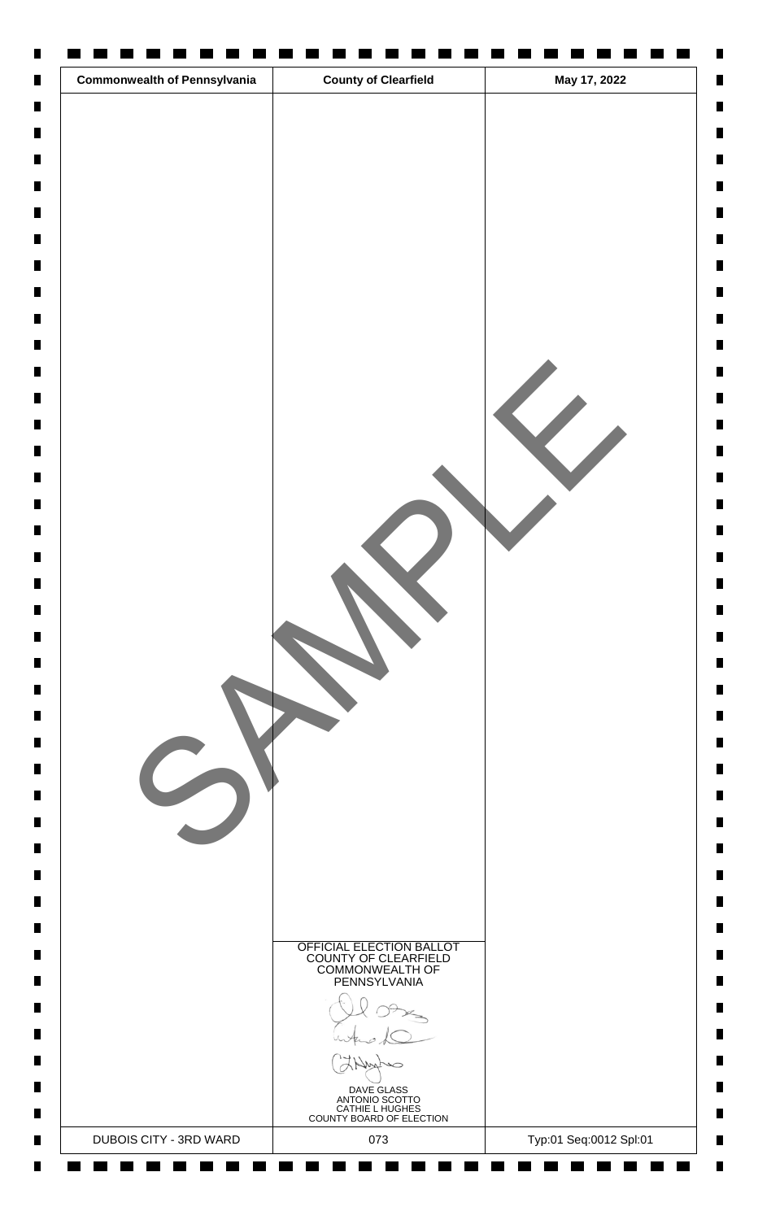| Commonwealth of Pennsylvania | County of Clearfield | May 17, 2022 |
|---|---|---|
| | OFFICIAL ELECTION BALLOT<br>COUNTY OF CLEARFIELD<br>COMMONWEALTH OF PENNSYLVANIA<br><br>DAVE GLASS<br>ANTONIO SCOTTO<br>CATHIE L HUGHES<br>COUNTY BOARD OF ELECTION | |
| DUBOIS CITY - 3RD WARD | 073 | Typ:01 Seq:0012 Spl:01 |

SAMPLE